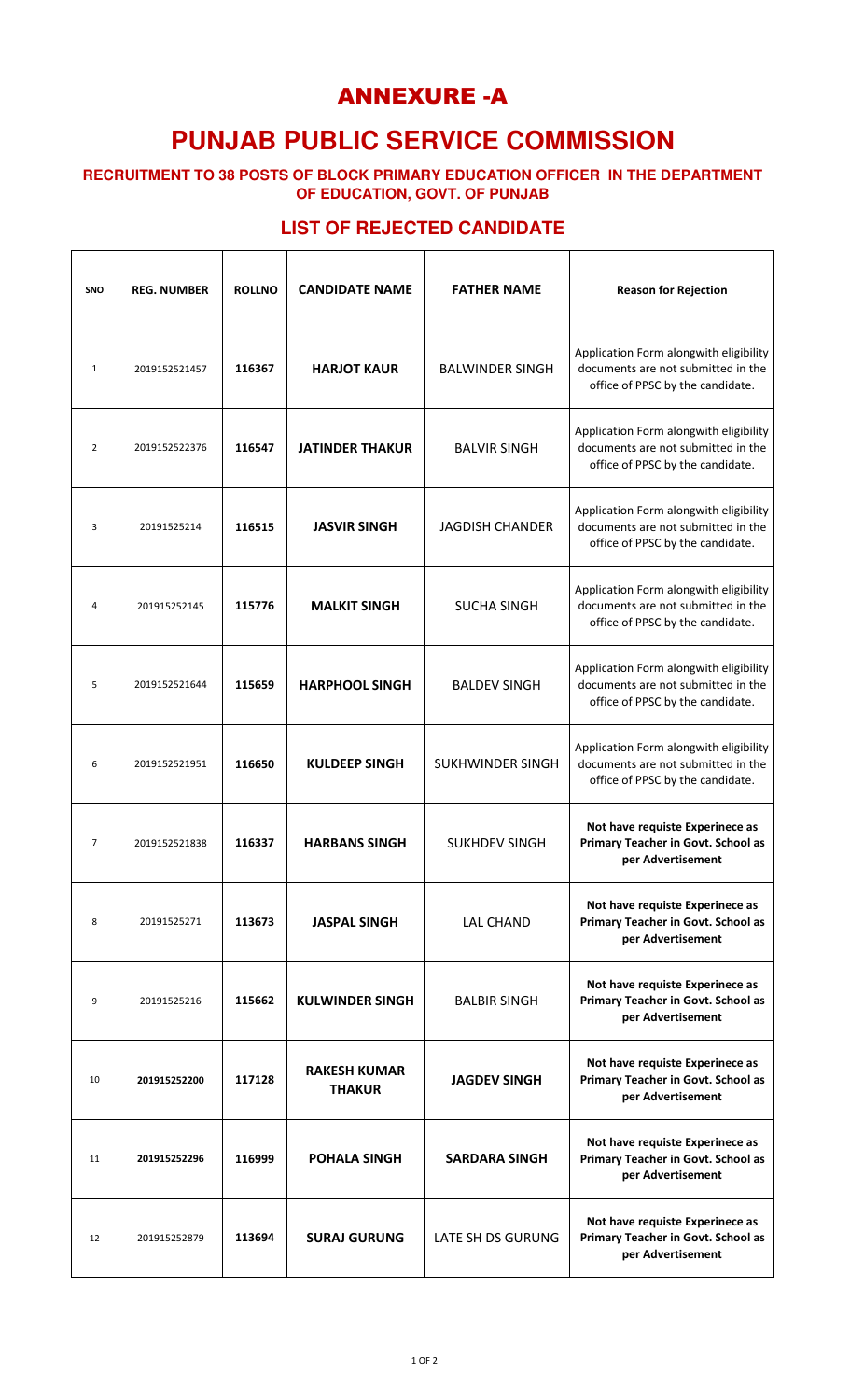# ANNEXURE -A

# PUNJAB PUBLIC SERVICE COMMISSION

### RECRUITMENT TO 38 POSTS OF BLOCK PRIMARY EDUCATION OFFICER IN THE DEPARTMENT OF EDUCATION, GOVT. OF PUNJAB

## LIST OF REJECTED CANDIDATE

| SNO | REG. NUMBER | ROLLNO | CANDIDATE NAME | FATHER NAME | Reason for Rejection |
|---|---|---|---|---|---|
| 1 | 2019152521457 | **116367** | **HARJOT KAUR** | BALWINDER SINGH | Application Form alongwith eligibility documents are not submitted in the office of PPSC by the candidate. |
| 2 | 2019152522376 | **116547** | **JATINDER THAKUR** | BALVIR SINGH | Application Form alongwith eligibility documents are not submitted in the office of PPSC by the candidate. |
| 3 | 20191525214 | **116515** | **JASVIR SINGH** | JAGDISH CHANDER | Application Form alongwith eligibility documents are not submitted in the office of PPSC by the candidate. |
| 4 | 201915252145 | **115776** | **MALKIT SINGH** | SUCHA SINGH | Application Form alongwith eligibility documents are not submitted in the office of PPSC by the candidate. |
| 5 | 2019152521644 | **115659** | **HARPHOOL SINGH** | BALDEV SINGH | Application Form alongwith eligibility documents are not submitted in the office of PPSC by the candidate. |
| 6 | 2019152521951 | **116650** | **KULDEEP SINGH** | SUKHWINDER SINGH | Application Form alongwith eligibility documents are not submitted in the office of PPSC by the candidate. |
| 7 | 2019152521838 | **116337** | **HARBANS SINGH** | SUKHDEV SINGH | **Not have requiste Experinece as Primary Teacher in Govt. School as per Advertisement** |
| 8 | 20191525271 | **113673** | **JASPAL SINGH** | LAL CHAND | **Not have requiste Experinece as Primary Teacher in Govt. School as per Advertisement** |
| 9 | 20191525216 | **115662** | **KULWINDER SINGH** | BALBIR SINGH | **Not have requiste Experinece as Primary Teacher in Govt. School as per Advertisement** |
| 10 | **201915252200** | **117128** | **RAKESH KUMAR THAKUR** | **JAGDEV SINGH** | **Not have requiste Experinece as Primary Teacher in Govt. School as per Advertisement** |
| 11 | **201915252296** | **116999** | **POHALA SINGH** | **SARDARA SINGH** | **Not have requiste Experinece as Primary Teacher in Govt. School as per Advertisement** |
| 12 | 201915252879 | **113694** | **SURAJ GURUNG** | LATE SH DS GURUNG | **Not have requiste Experinece as Primary Teacher in Govt. School as per Advertisement** |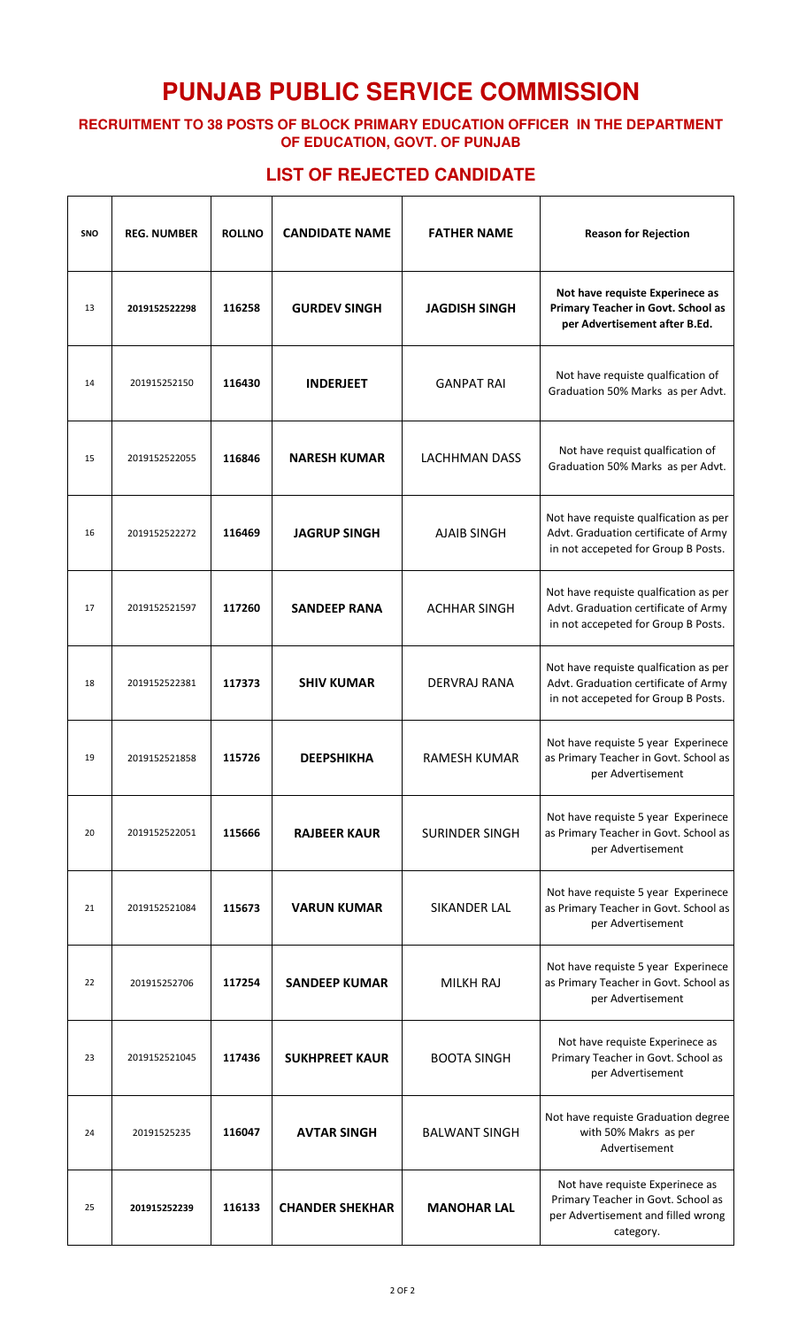# PUNJAB PUBLIC SERVICE COMMISSION

## RECRUITMENT TO 38 POSTS OF BLOCK PRIMARY EDUCATION OFFICER IN THE DEPARTMENT OF EDUCATION, GOVT. OF PUNJAB

## LIST OF REJECTED CANDIDATE

| SNO | REG. NUMBER | ROLLNO | CANDIDATE NAME | FATHER NAME | Reason for Rejection |
|---|---|---|---|---|---|
| 13 | **2019152522298** | **116258** | **GURDEV SINGH** | **JAGDISH SINGH** | **Not have requiste Experinece as Primary Teacher in Govt. School as per Advertisement after B.Ed.** |
| 14 | 201915252150 | **116430** | **INDERJEET** | GANPAT RAI | Not have requiste qualfication of Graduation 50% Marks as per Advt. |
| 15 | 2019152522055 | **116846** | **NARESH KUMAR** | LACHHMAN DASS | Not have requist qualfication of Graduation 50% Marks as per Advt. |
| 16 | 2019152522272 | **116469** | **JAGRUP SINGH** | AJAIB SINGH | Not have requiste qualfication as per Advt. Graduation certificate of Army in not accepeted for Group B Posts. |
| 17 | 2019152521597 | **117260** | **SANDEEP RANA** | ACHHAR SINGH | Not have requiste qualfication as per Advt. Graduation certificate of Army in not accepeted for Group B Posts. |
| 18 | 2019152522381 | **117373** | **SHIV KUMAR** | DERVRAJ RANA | Not have requiste qualfication as per Advt. Graduation certificate of Army in not accepeted for Group B Posts. |
| 19 | 2019152521858 | **115726** | **DEEPSHIKHA** | RAMESH KUMAR | Not have requiste 5 year Experinece as Primary Teacher in Govt. School as per Advertisement |
| 20 | 2019152522051 | **115666** | **RAJBEER KAUR** | SURINDER SINGH | Not have requiste 5 year Experinece as Primary Teacher in Govt. School as per Advertisement |
| 21 | 2019152521084 | **115673** | **VARUN KUMAR** | SIKANDER LAL | Not have requiste 5 year Experinece as Primary Teacher in Govt. School as per Advertisement |
| 22 | 201915252706 | **117254** | **SANDEEP KUMAR** | MILKH RAJ | Not have requiste 5 year Experinece as Primary Teacher in Govt. School as per Advertisement |
| 23 | 2019152521045 | **117436** | **SUKHPREET KAUR** | BOOTA SINGH | Not have requiste Experinece as Primary Teacher in Govt. School as per Advertisement |
| 24 | 20191525235 | **116047** | **AVTAR SINGH** | BALWANT SINGH | Not have requiste Graduation degree with 50% Makrs as per Advertisement |
| 25 | **201915252239** | **116133** | **CHANDER SHEKHAR** | **MANOHAR LAL** | Not have requiste Experinece as Primary Teacher in Govt. School as per Advertisement and filled wrong category. |